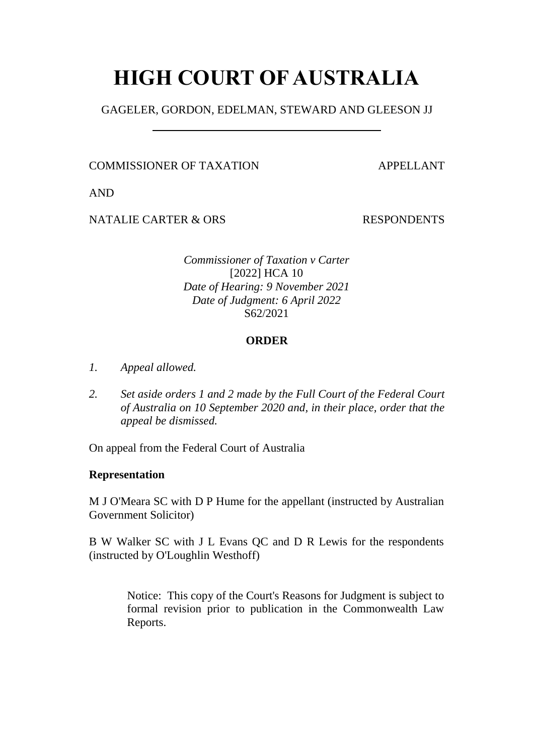# HIGH COURT OF AUSTRALIA

GAGELER, GORDON, EDELMAN, STEWARD AND GLEESON JJ

COMMISSIONER OF TAXATION APPELLANT

AND

NATALIE CARTER & ORS RESPONDENTS

*Commissioner of Taxation v Carter*
[2022] HCA 10
*Date of Hearing: 9 November 2021*
*Date of Judgment: 6 April 2022*
S62/2021

## ORDER

1. *Appeal allowed.*
2. *Set aside orders 1 and 2 made by the Full Court of the Federal Court of Australia on 10 September 2020 and, in their place, order that the appeal be dismissed.*

On appeal from the Federal Court of Australia

**Representation**

M J O'Meara SC with D P Hume for the appellant (instructed by Australian Government Solicitor)

B W Walker SC with J L Evans QC and D R Lewis for the respondents (instructed by O'Loughlin Westhoff)

Notice: This copy of the Court's Reasons for Judgment is subject to formal revision prior to publication in the Commonwealth Law Reports.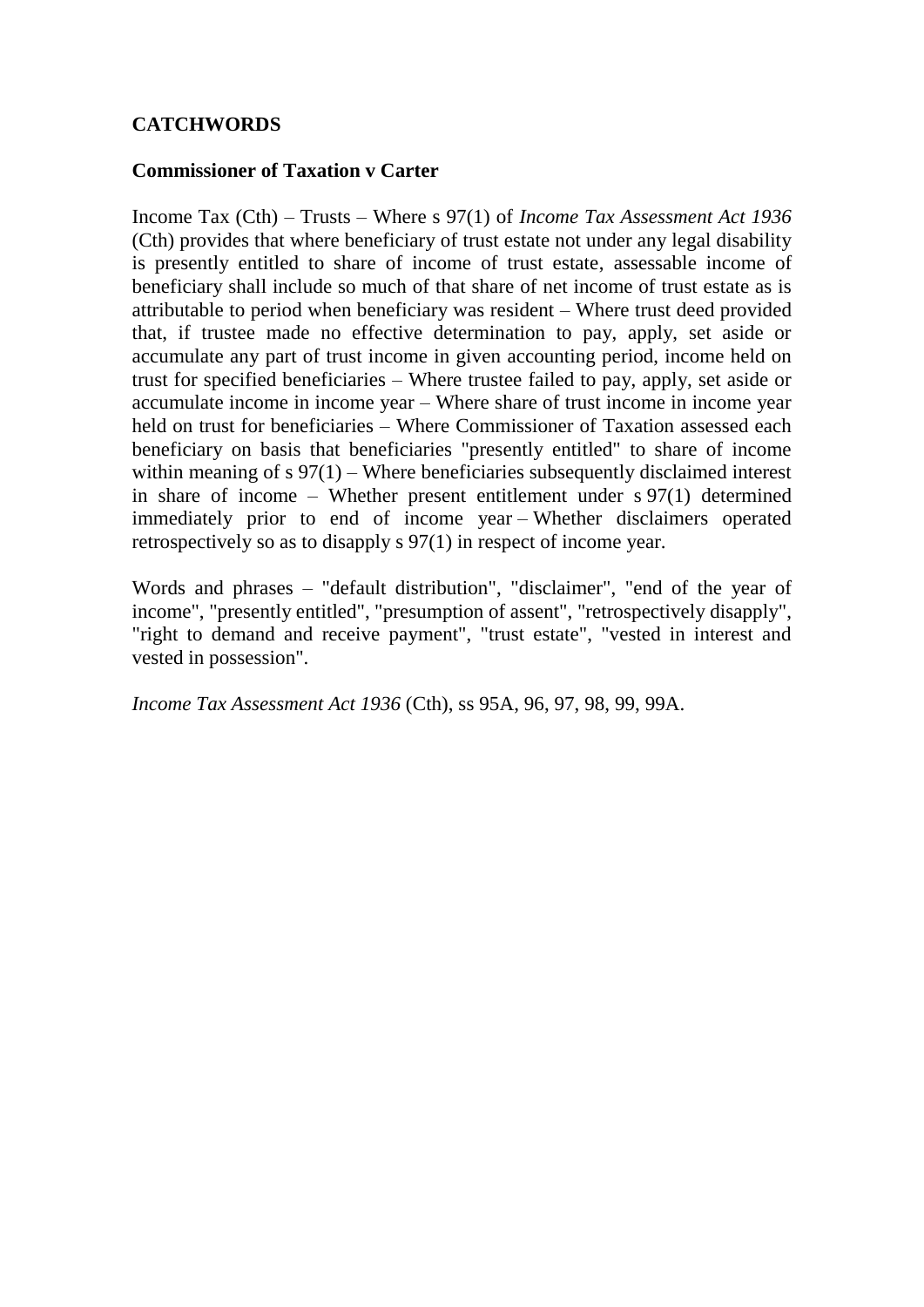**CATCHWORDS**

**Commissioner of Taxation v Carter**

Income Tax (Cth) – Trusts – Where s 97(1) of *Income Tax Assessment Act 1936* (Cth) provides that where beneficiary of trust estate not under any legal disability is presently entitled to share of income of trust estate, assessable income of beneficiary shall include so much of that share of net income of trust estate as is attributable to period when beneficiary was resident – Where trust deed provided that, if trustee made no effective determination to pay, apply, set aside or accumulate any part of trust income in given accounting period, income held on trust for specified beneficiaries – Where trustee failed to pay, apply, set aside or accumulate income in income year – Where share of trust income in income year held on trust for beneficiaries – Where Commissioner of Taxation assessed each beneficiary on basis that beneficiaries "presently entitled" to share of income within meaning of s 97(1) – Where beneficiaries subsequently disclaimed interest in share of income – Whether present entitlement under s 97(1) determined immediately prior to end of income year – Whether disclaimers operated retrospectively so as to disapply s 97(1) in respect of income year.

Words and phrases – "default distribution", "disclaimer", "end of the year of income", "presently entitled", "presumption of assent", "retrospectively disapply", "right to demand and receive payment", "trust estate", "vested in interest and vested in possession".

*Income Tax Assessment Act 1936* (Cth), ss 95A, 96, 97, 98, 99, 99A.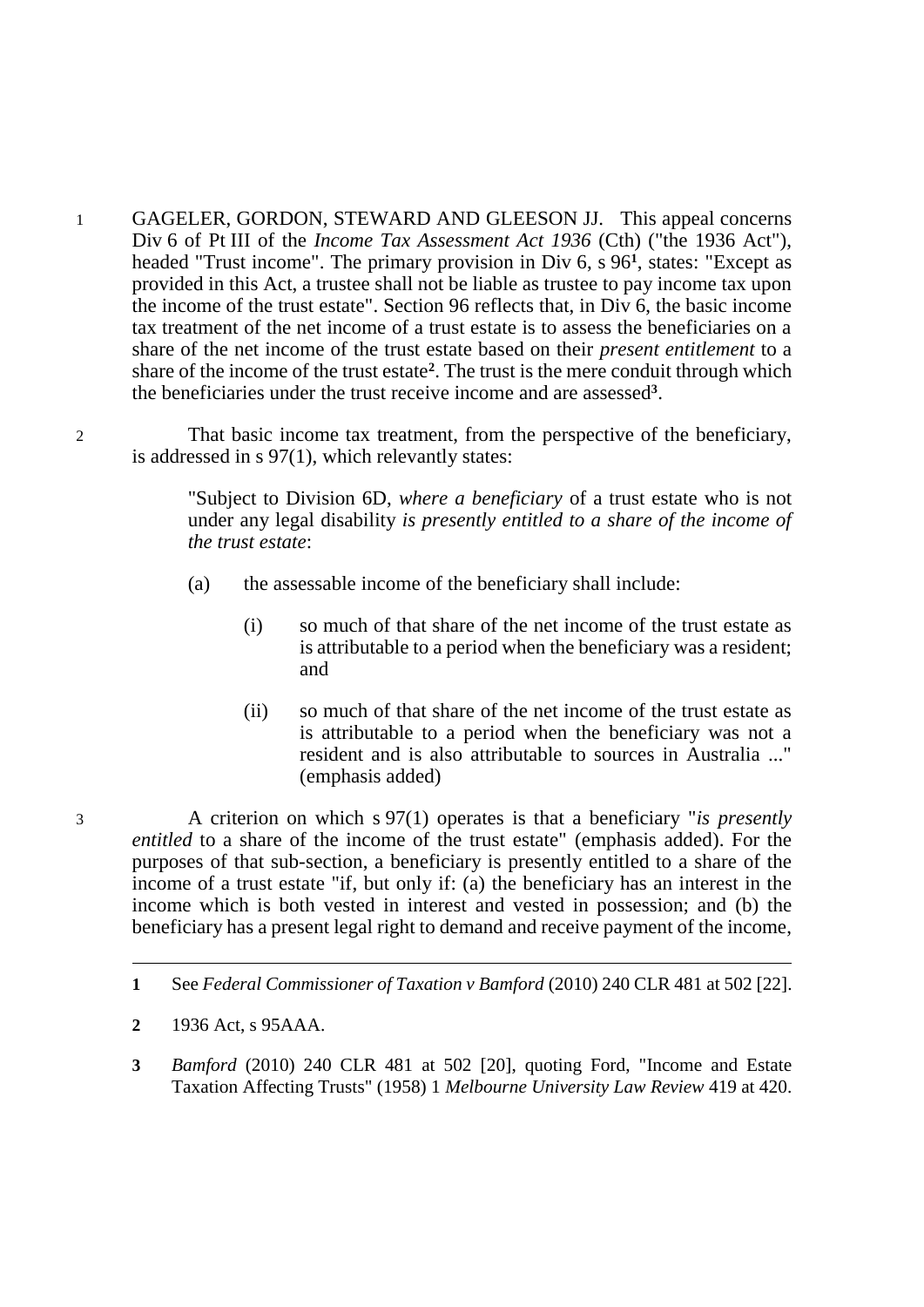1 GAGELER, GORDON, STEWARD AND GLEESON JJ. This appeal concerns Div 6 of Pt III of the *Income Tax Assessment Act 1936* (Cth) ("the 1936 Act"), headed "Trust income". The primary provision in Div 6, s 96[1], states: "Except as provided in this Act, a trustee shall not be liable as trustee to pay income tax upon the income of the trust estate". Section 96 reflects that, in Div 6, the basic income tax treatment of the net income of a trust estate is to assess the beneficiaries on a share of the net income of the trust estate based on their *present entitlement* to a share of the income of the trust estate[2]. The trust is the mere conduit through which the beneficiaries under the trust receive income and are assessed[3].

2 That basic income tax treatment, from the perspective of the beneficiary, is addressed in s 97(1), which relevantly states:

> "Subject to Division 6D, *where a beneficiary* of a trust estate who is not under any legal disability *is presently entitled to a share of the income of the trust estate*:
>
> (a) the assessable income of the beneficiary shall include:
>
> (i) so much of that share of the net income of the trust estate as is attributable to a period when the beneficiary was a resident; and
>
> (ii) so much of that share of the net income of the trust estate as is attributable to a period when the beneficiary was not a resident and is also attributable to sources in Australia ..." (emphasis added)

3 A criterion on which s 97(1) operates is that a beneficiary "*is presently entitled* to a share of the income of the trust estate" (emphasis added). For the purposes of that sub-section, a beneficiary is presently entitled to a share of the income of a trust estate "if, but only if: (a) the beneficiary has an interest in the income which is both vested in interest and vested in possession; and (b) the beneficiary has a present legal right to demand and receive payment of the income,

---

1 See *Federal Commissioner of Taxation v Bamford* (2010) 240 CLR 481 at 502 [22].

2 1936 Act, s 95AAA.

3 *Bamford* (2010) 240 CLR 481 at 502 [20], quoting Ford, "Income and Estate Taxation Affecting Trusts" (1958) 1 *Melbourne University Law Review* 419 at 420.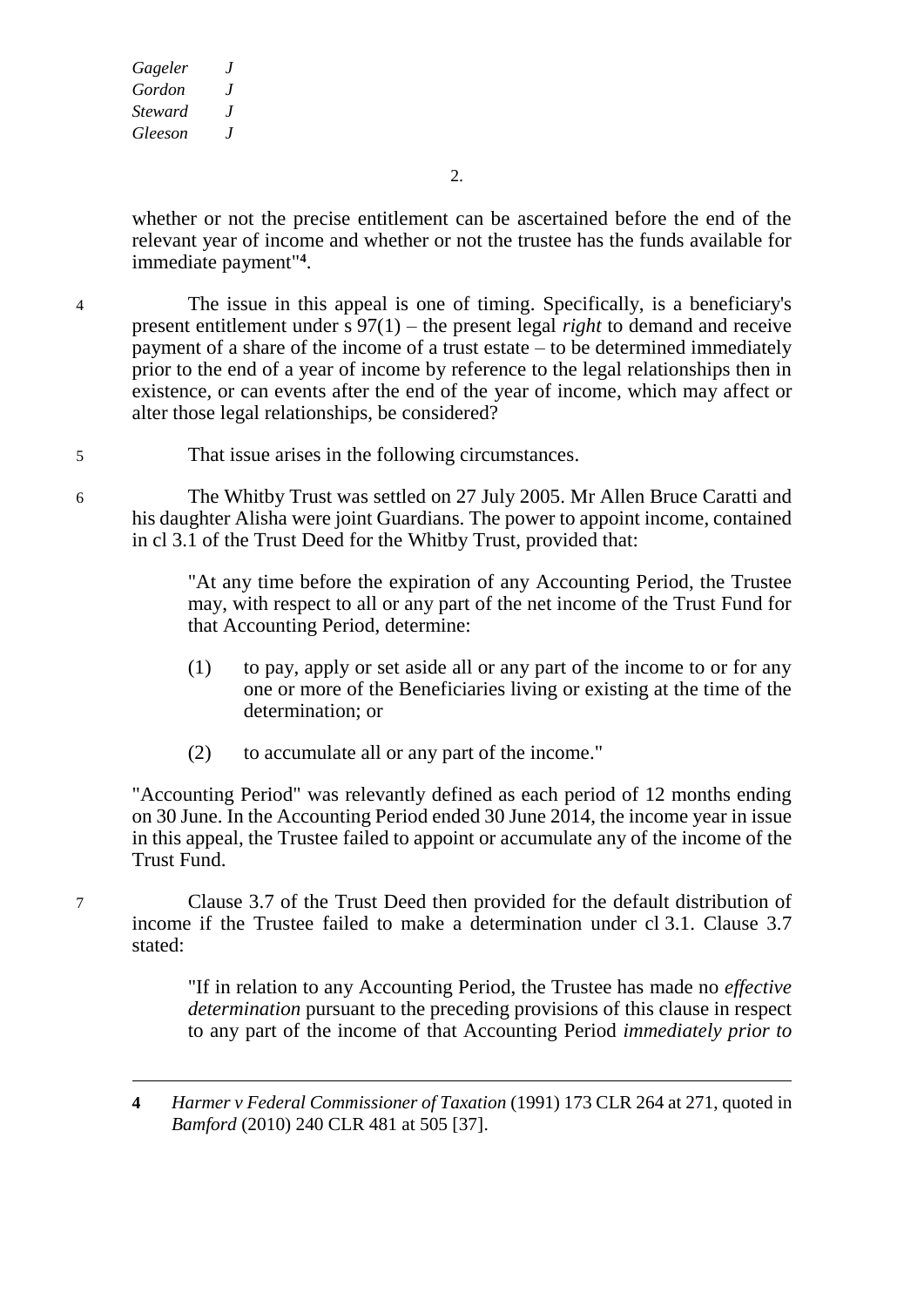whether or not the precise entitlement can be ascertained before the end of the relevant year of income and whether or not the trustee has the funds available for immediate payment"[4].

4 The issue in this appeal is one of timing. Specifically, is a beneficiary's present entitlement under s 97(1) – the present legal *right* to demand and receive payment of a share of the income of a trust estate – to be determined immediately prior to the end of a year of income by reference to the legal relationships then in existence, or can events after the end of the year of income, which may affect or alter those legal relationships, be considered?

5 That issue arises in the following circumstances.

6 The Whitby Trust was settled on 27 July 2005. Mr Allen Bruce Caratti and his daughter Alisha were joint Guardians. The power to appoint income, contained in cl 3.1 of the Trust Deed for the Whitby Trust, provided that:

> "At any time before the expiration of any Accounting Period, the Trustee may, with respect to all or any part of the net income of the Trust Fund for that Accounting Period, determine:
>
> (1) to pay, apply or set aside all or any part of the income to or for any one or more of the Beneficiaries living or existing at the time of the determination; or
>
> (2) to accumulate all or any part of the income."

"Accounting Period" was relevantly defined as each period of 12 months ending on 30 June. In the Accounting Period ended 30 June 2014, the income year in issue in this appeal, the Trustee failed to appoint or accumulate any of the income of the Trust Fund.

7 Clause 3.7 of the Trust Deed then provided for the default distribution of income if the Trustee failed to make a determination under cl 3.1. Clause 3.7 stated:

> "If in relation to any Accounting Period, the Trustee has made no *effective determination* pursuant to the preceding provisions of this clause in respect to any part of the income of that Accounting Period *immediately prior to*

---

4 *Harmer v Federal Commissioner of Taxation* (1991) 173 CLR 264 at 271, quoted in *Bamford* (2010) 240 CLR 481 at 505 [37].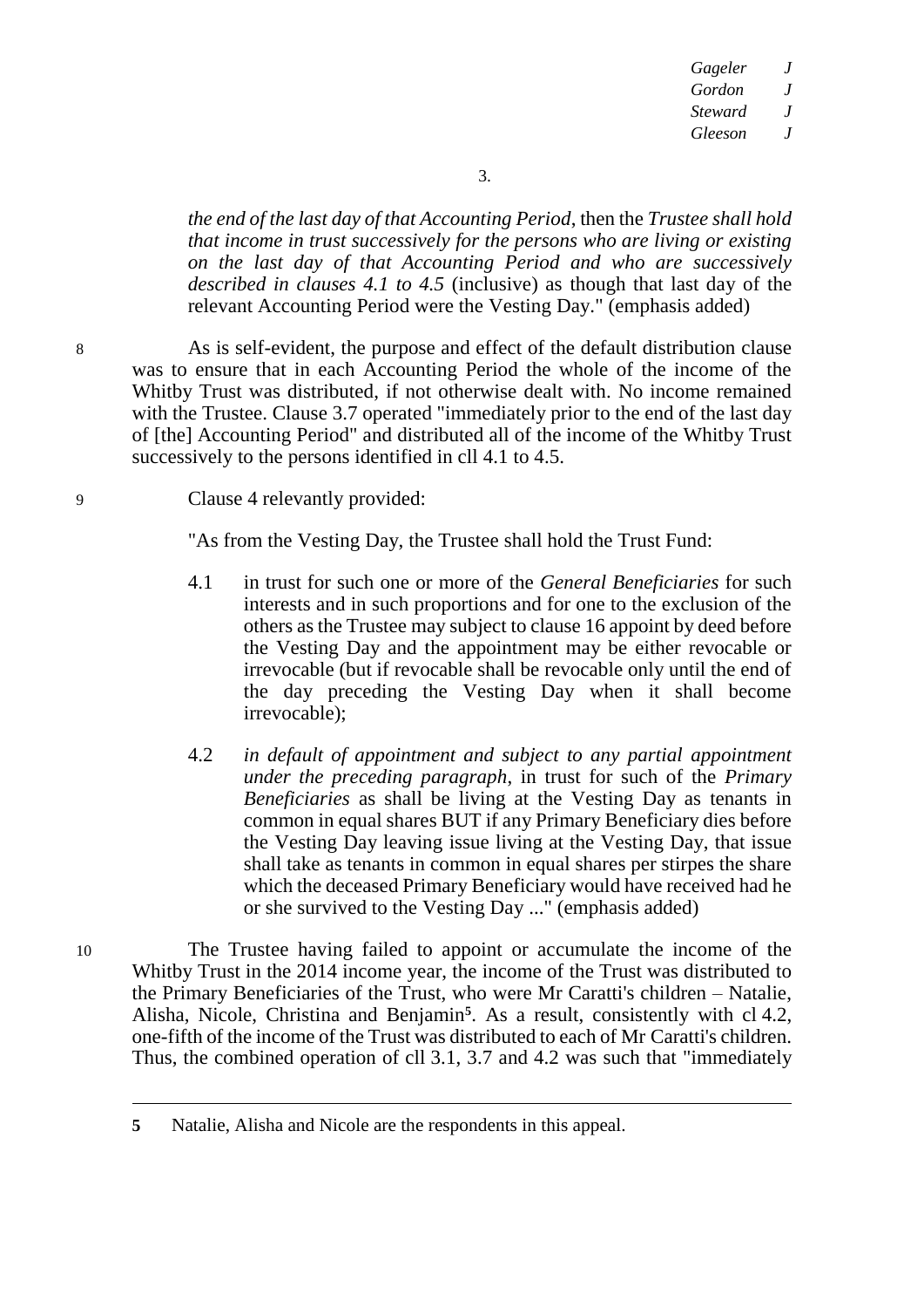*the end of the last day of that Accounting Period*, then the *Trustee shall hold that income in trust successively for the persons who are living or existing on the last day of that Accounting Period and who are successively described in clauses 4.1 to 4.5* (inclusive) as though that last day of the relevant Accounting Period were the Vesting Day." (emphasis added)

8 As is self-evident, the purpose and effect of the default distribution clause was to ensure that in each Accounting Period the whole of the income of the Whitby Trust was distributed, if not otherwise dealt with. No income remained with the Trustee. Clause 3.7 operated "immediately prior to the end of the last day of [the] Accounting Period" and distributed all of the income of the Whitby Trust successively to the persons identified in cll 4.1 to 4.5.

9 Clause 4 relevantly provided:

> "As from the Vesting Day, the Trustee shall hold the Trust Fund:
>
> 4.1 in trust for such one or more of the *General Beneficiaries* for such interests and in such proportions and for one to the exclusion of the others as the Trustee may subject to clause 16 appoint by deed before the Vesting Day and the appointment may be either revocable or irrevocable (but if revocable shall be revocable only until the end of the day preceding the Vesting Day when it shall become irrevocable);
>
> 4.2 *in default of appointment and subject to any partial appointment under the preceding paragraph*, in trust for such of the *Primary Beneficiaries* as shall be living at the Vesting Day as tenants in common in equal shares BUT if any Primary Beneficiary dies before the Vesting Day leaving issue living at the Vesting Day, that issue shall take as tenants in common in equal shares per stirpes the share which the deceased Primary Beneficiary would have received had he or she survived to the Vesting Day ..." (emphasis added)

10 The Trustee having failed to appoint or accumulate the income of the Whitby Trust in the 2014 income year, the income of the Trust was distributed to the Primary Beneficiaries of the Trust, who were Mr Caratti's children – Natalie, Alisha, Nicole, Christina and Benjamin[5]. As a result, consistently with cl 4.2, one-fifth of the income of the Trust was distributed to each of Mr Caratti's children. Thus, the combined operation of cll 3.1, 3.7 and 4.2 was such that "immediately

---

[5] Natalie, Alisha and Nicole are the respondents in this appeal.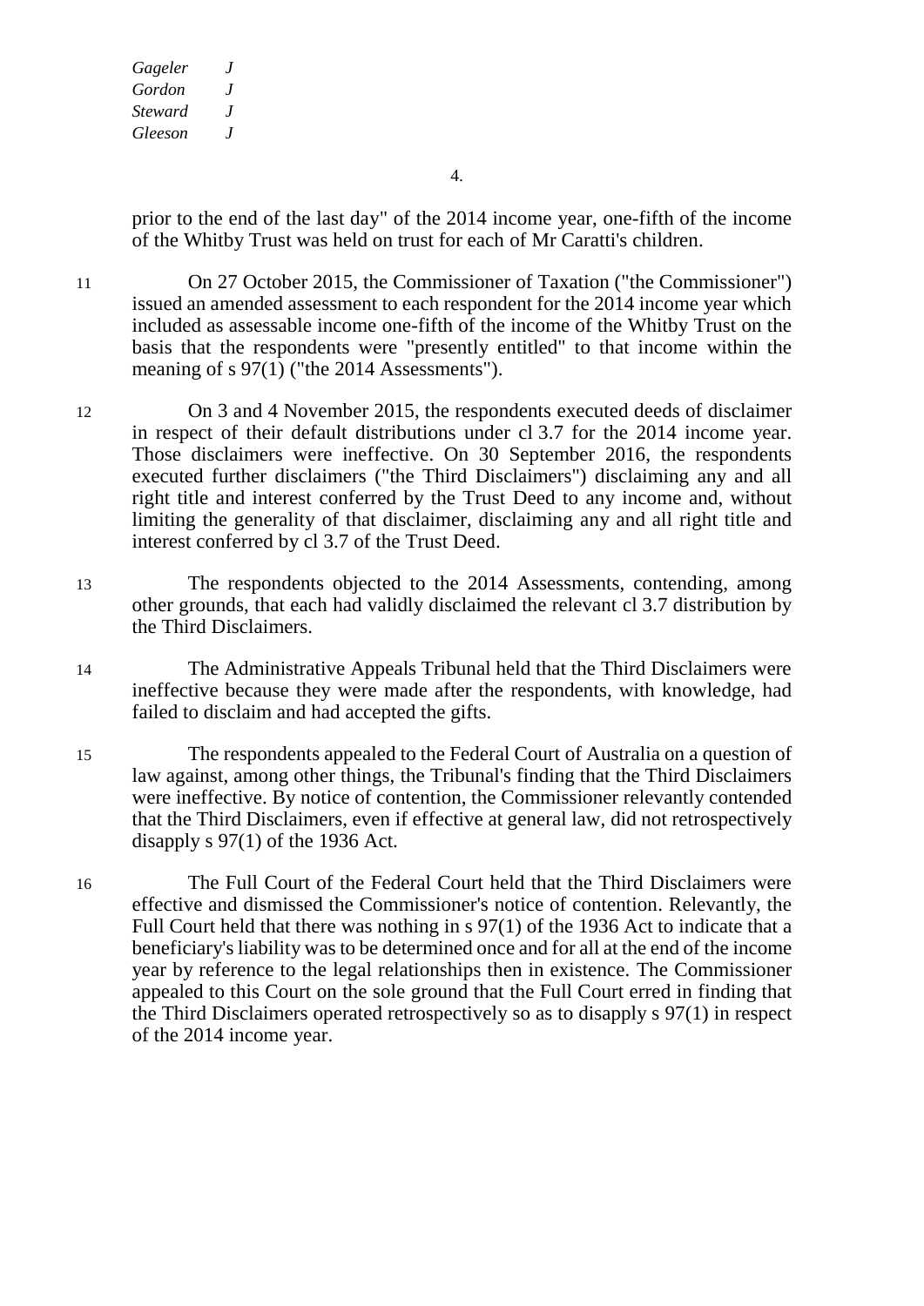prior to the end of the last day" of the 2014 income year, one-fifth of the income of the Whitby Trust was held on trust for each of Mr Caratti's children.

11 On 27 October 2015, the Commissioner of Taxation ("the Commissioner") issued an amended assessment to each respondent for the 2014 income year which included as assessable income one-fifth of the income of the Whitby Trust on the basis that the respondents were "presently entitled" to that income within the meaning of s 97(1) ("the 2014 Assessments").

12 On 3 and 4 November 2015, the respondents executed deeds of disclaimer in respect of their default distributions under cl 3.7 for the 2014 income year. Those disclaimers were ineffective. On 30 September 2016, the respondents executed further disclaimers ("the Third Disclaimers") disclaiming any and all right title and interest conferred by the Trust Deed to any income and, without limiting the generality of that disclaimer, disclaiming any and all right title and interest conferred by cl 3.7 of the Trust Deed.

13 The respondents objected to the 2014 Assessments, contending, among other grounds, that each had validly disclaimed the relevant cl 3.7 distribution by the Third Disclaimers.

14 The Administrative Appeals Tribunal held that the Third Disclaimers were ineffective because they were made after the respondents, with knowledge, had failed to disclaim and had accepted the gifts.

15 The respondents appealed to the Federal Court of Australia on a question of law against, among other things, the Tribunal's finding that the Third Disclaimers were ineffective. By notice of contention, the Commissioner relevantly contended that the Third Disclaimers, even if effective at general law, did not retrospectively disapply s 97(1) of the 1936 Act.

16 The Full Court of the Federal Court held that the Third Disclaimers were effective and dismissed the Commissioner's notice of contention. Relevantly, the Full Court held that there was nothing in s 97(1) of the 1936 Act to indicate that a beneficiary's liability was to be determined once and for all at the end of the income year by reference to the legal relationships then in existence. The Commissioner appealed to this Court on the sole ground that the Full Court erred in finding that the Third Disclaimers operated retrospectively so as to disapply s 97(1) in respect of the 2014 income year.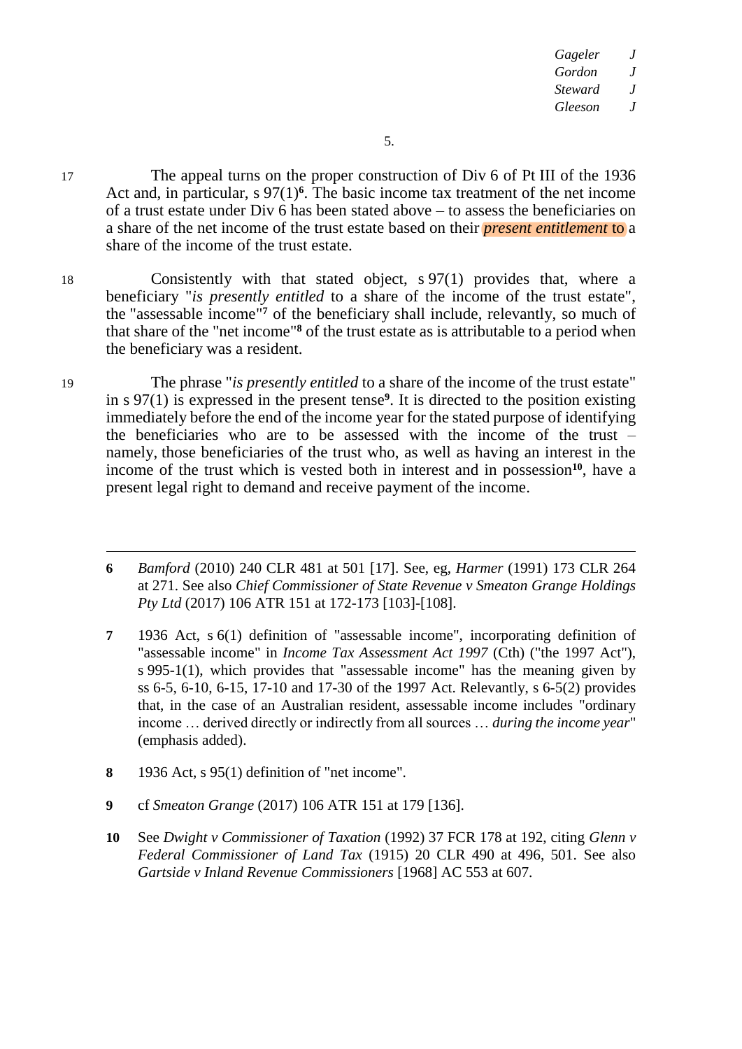17 The appeal turns on the proper construction of Div 6 of Pt III of the 1936 Act and, in particular, s 97(1)[6]. The basic income tax treatment of the net income of a trust estate under Div 6 has been stated above – to assess the beneficiaries on a share of the net income of the trust estate based on their *present entitlement* to a share of the income of the trust estate.

18 Consistently with that stated object, s 97(1) provides that, where a beneficiary "*is presently entitled* to a share of the income of the trust estate", the "assessable income"[7] of the beneficiary shall include, relevantly, so much of that share of the "net income"[8] of the trust estate as is attributable to a period when the beneficiary was a resident.

19 The phrase "*is presently entitled* to a share of the income of the trust estate" in s 97(1) is expressed in the present tense[9]. It is directed to the position existing immediately before the end of the income year for the stated purpose of identifying the beneficiaries who are to be assessed with the income of the trust – namely, those beneficiaries of the trust who, as well as having an interest in the income of the trust which is vested both in interest and in possession[10], have a present legal right to demand and receive payment of the income.

---

**6** *Bamford* (2010) 240 CLR 481 at 501 [17]. See, eg, *Harmer* (1991) 173 CLR 264 at 271. See also *Chief Commissioner of State Revenue v Smeaton Grange Holdings Pty Ltd* (2017) 106 ATR 151 at 172-173 [103]-[108].

**7** 1936 Act, s 6(1) definition of "assessable income", incorporating definition of "assessable income" in *Income Tax Assessment Act 1997* (Cth) ("the 1997 Act"), s 995-1(1), which provides that "assessable income" has the meaning given by ss 6-5, 6-10, 6-15, 17-10 and 17-30 of the 1997 Act. Relevantly, s 6-5(2) provides that, in the case of an Australian resident, assessable income includes "ordinary income … derived directly or indirectly from all sources … *during the income year*" (emphasis added).

**8** 1936 Act, s 95(1) definition of "net income".

**9** cf *Smeaton Grange* (2017) 106 ATR 151 at 179 [136].

**10** See *Dwight v Commissioner of Taxation* (1992) 37 FCR 178 at 192, citing *Glenn v Federal Commissioner of Land Tax* (1915) 20 CLR 490 at 496, 501. See also *Gartside v Inland Revenue Commissioners* [1968] AC 553 at 607.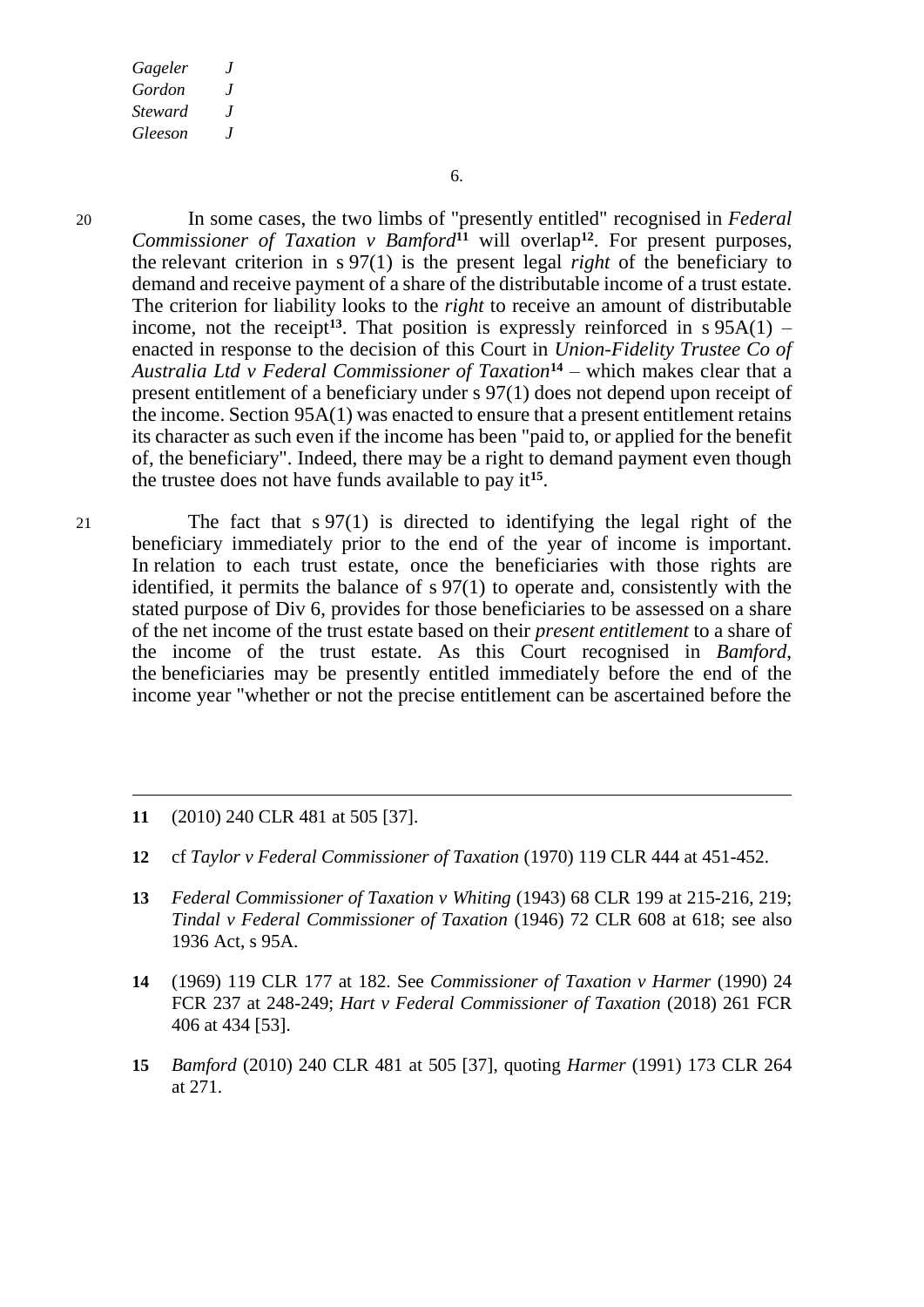20 In some cases, the two limbs of "presently entitled" recognised in *Federal Commissioner of Taxation v Bamford*[11] will overlap[12]. For present purposes, the relevant criterion in s 97(1) is the present legal *right* of the beneficiary to demand and receive payment of a share of the distributable income of a trust estate. The criterion for liability looks to the *right* to receive an amount of distributable income, not the receipt[13]. That position is expressly reinforced in s 95A(1) – enacted in response to the decision of this Court in *Union-Fidelity Trustee Co of Australia Ltd v Federal Commissioner of Taxation*[14] – which makes clear that a present entitlement of a beneficiary under s 97(1) does not depend upon receipt of the income. Section 95A(1) was enacted to ensure that a present entitlement retains its character as such even if the income has been "paid to, or applied for the benefit of, the beneficiary". Indeed, there may be a right to demand payment even though the trustee does not have funds available to pay it[15].

21 The fact that s 97(1) is directed to identifying the legal right of the beneficiary immediately prior to the end of the year of income is important. In relation to each trust estate, once the beneficiaries with those rights are identified, it permits the balance of s 97(1) to operate and, consistently with the stated purpose of Div 6, provides for those beneficiaries to be assessed on a share of the net income of the trust estate based on their *present entitlement* to a share of the income of the trust estate. As this Court recognised in *Bamford*, the beneficiaries may be presently entitled immediately before the end of the income year "whether or not the precise entitlement can be ascertained before the

---

11 (2010) 240 CLR 481 at 505 [37].

12 cf *Taylor v Federal Commissioner of Taxation* (1970) 119 CLR 444 at 451-452.

13 *Federal Commissioner of Taxation v Whiting* (1943) 68 CLR 199 at 215-216, 219; *Tindal v Federal Commissioner of Taxation* (1946) 72 CLR 608 at 618; see also 1936 Act, s 95A.

14 (1969) 119 CLR 177 at 182. See *Commissioner of Taxation v Harmer* (1990) 24 FCR 237 at 248-249; *Hart v Federal Commissioner of Taxation* (2018) 261 FCR 406 at 434 [53].

15 *Bamford* (2010) 240 CLR 481 at 505 [37], quoting *Harmer* (1991) 173 CLR 264 at 271.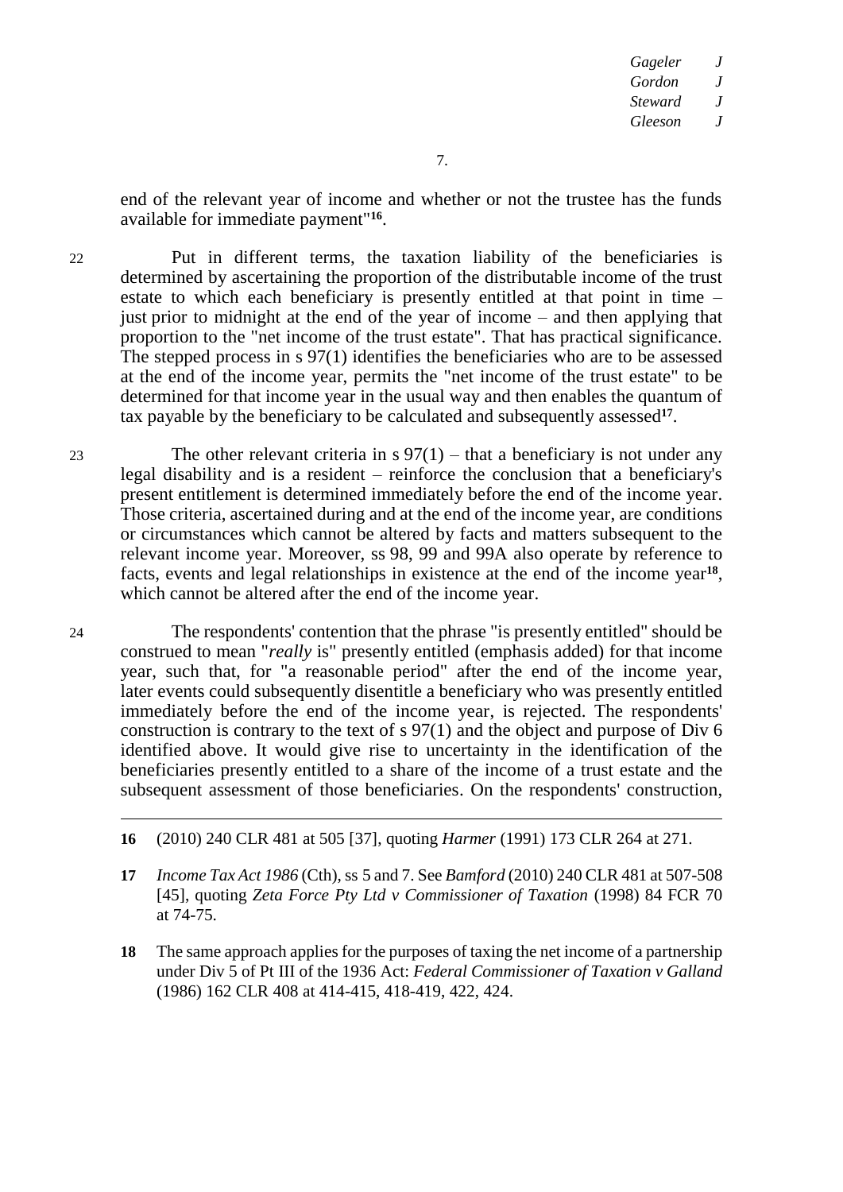end of the relevant year of income and whether or not the trustee has the funds available for immediate payment"[16].

22 Put in different terms, the taxation liability of the beneficiaries is determined by ascertaining the proportion of the distributable income of the trust estate to which each beneficiary is presently entitled at that point in time – just prior to midnight at the end of the year of income – and then applying that proportion to the "net income of the trust estate". That has practical significance. The stepped process in s 97(1) identifies the beneficiaries who are to be assessed at the end of the income year, permits the "net income of the trust estate" to be determined for that income year in the usual way and then enables the quantum of tax payable by the beneficiary to be calculated and subsequently assessed[17].

23 The other relevant criteria in s 97(1) – that a beneficiary is not under any legal disability and is a resident – reinforce the conclusion that a beneficiary's present entitlement is determined immediately before the end of the income year. Those criteria, ascertained during and at the end of the income year, are conditions or circumstances which cannot be altered by facts and matters subsequent to the relevant income year. Moreover, ss 98, 99 and 99A also operate by reference to facts, events and legal relationships in existence at the end of the income year[18], which cannot be altered after the end of the income year.

24 The respondents' contention that the phrase "is presently entitled" should be construed to mean "*really* is" presently entitled (emphasis added) for that income year, such that, for "a reasonable period" after the end of the income year, later events could subsequently disentitle a beneficiary who was presently entitled immediately before the end of the income year, is rejected. The respondents' construction is contrary to the text of s 97(1) and the object and purpose of Div 6 identified above. It would give rise to uncertainty in the identification of the beneficiaries presently entitled to a share of the income of a trust estate and the subsequent assessment of those beneficiaries. On the respondents' construction,

---

**16** (2010) 240 CLR 481 at 505 [37], quoting *Harmer* (1991) 173 CLR 264 at 271.

**17** *Income Tax Act 1986* (Cth), ss 5 and 7. See *Bamford* (2010) 240 CLR 481 at 507-508 [45], quoting *Zeta Force Pty Ltd v Commissioner of Taxation* (1998) 84 FCR 70 at 74-75.

**18** The same approach applies for the purposes of taxing the net income of a partnership under Div 5 of Pt III of the 1936 Act: *Federal Commissioner of Taxation v Galland* (1986) 162 CLR 408 at 414-415, 418-419, 422, 424.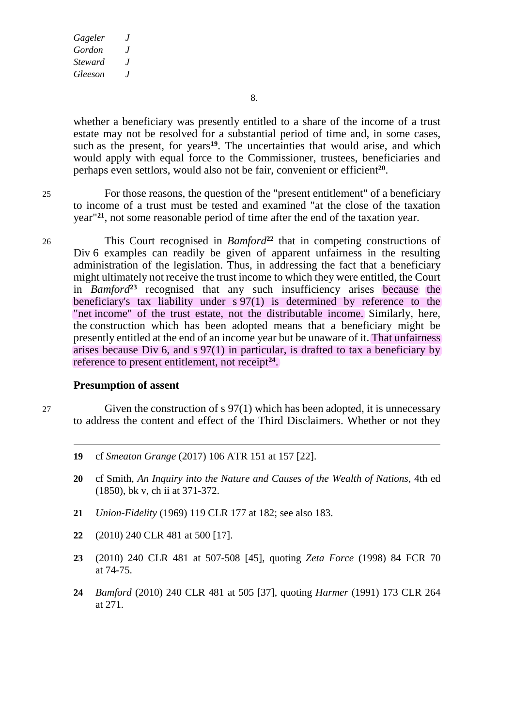whether a beneficiary was presently entitled to a share of the income of a trust estate may not be resolved for a substantial period of time and, in some cases, such as the present, for years[19]. The uncertainties that would arise, and which would apply with equal force to the Commissioner, trustees, beneficiaries and perhaps even settlors, would also not be fair, convenient or efficient[20].

25 For those reasons, the question of the "present entitlement" of a beneficiary to income of a trust must be tested and examined "at the close of the taxation year"[21], not some reasonable period of time after the end of the taxation year.

26 This Court recognised in *Bamford*[22] that in competing constructions of Div 6 examples can readily be given of apparent unfairness in the resulting administration of the legislation. Thus, in addressing the fact that a beneficiary might ultimately not receive the trust income to which they were entitled, the Court in *Bamford*[23] recognised that any such insufficiency arises because the beneficiary's tax liability under s 97(1) is determined by reference to the "net income" of the trust estate, not the distributable income. Similarly, here, the construction which has been adopted means that a beneficiary might be presently entitled at the end of an income year but be unaware of it. That unfairness arises because Div 6, and s 97(1) in particular, is drafted to tax a beneficiary by reference to present entitlement, not receipt[24].

### Presumption of assent

27 Given the construction of s 97(1) which has been adopted, it is unnecessary to address the content and effect of the Third Disclaimers. Whether or not they

---

19 cf *Smeaton Grange* (2017) 106 ATR 151 at 157 [22].

20 cf Smith, *An Inquiry into the Nature and Causes of the Wealth of Nations*, 4th ed (1850), bk v, ch ii at 371-372.

21 *Union-Fidelity* (1969) 119 CLR 177 at 182; see also 183.

22 (2010) 240 CLR 481 at 500 [17].

23 (2010) 240 CLR 481 at 507-508 [45], quoting *Zeta Force* (1998) 84 FCR 70 at 74-75.

24 *Bamford* (2010) 240 CLR 481 at 505 [37], quoting *Harmer* (1991) 173 CLR 264 at 271.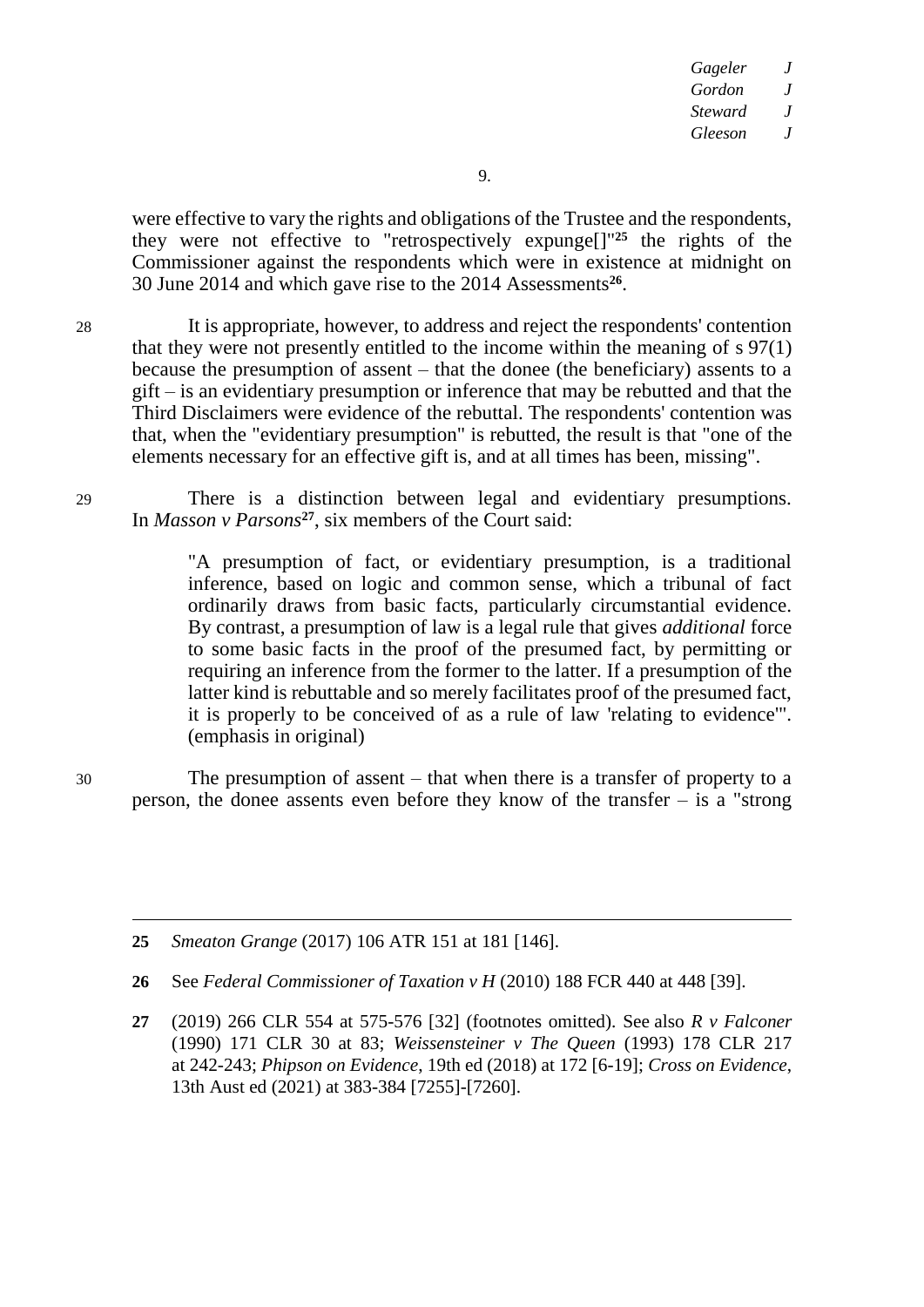were effective to vary the rights and obligations of the Trustee and the respondents, they were not effective to "retrospectively expunge[]"[25] the rights of the Commissioner against the respondents which were in existence at midnight on 30 June 2014 and which gave rise to the 2014 Assessments[26].

28 It is appropriate, however, to address and reject the respondents' contention that they were not presently entitled to the income within the meaning of s 97(1) because the presumption of assent – that the donee (the beneficiary) assents to a gift – is an evidentiary presumption or inference that may be rebutted and that the Third Disclaimers were evidence of the rebuttal. The respondents' contention was that, when the "evidentiary presumption" is rebutted, the result is that "one of the elements necessary for an effective gift is, and at all times has been, missing".

29 There is a distinction between legal and evidentiary presumptions. In *Masson v Parsons*[27], six members of the Court said:

> "A presumption of fact, or evidentiary presumption, is a traditional inference, based on logic and common sense, which a tribunal of fact ordinarily draws from basic facts, particularly circumstantial evidence. By contrast, a presumption of law is a legal rule that gives *additional* force to some basic facts in the proof of the presumed fact, by permitting or requiring an inference from the former to the latter. If a presumption of the latter kind is rebuttable and so merely facilitates proof of the presumed fact, it is properly to be conceived of as a rule of law 'relating to evidence'". (emphasis in original)

30 The presumption of assent – that when there is a transfer of property to a person, the donee assents even before they know of the transfer – is a "strong

---

25 *Smeaton Grange* (2017) 106 ATR 151 at 181 [146].

26 See *Federal Commissioner of Taxation v H* (2010) 188 FCR 440 at 448 [39].

27 (2019) 266 CLR 554 at 575-576 [32] (footnotes omitted). See also *R v Falconer* (1990) 171 CLR 30 at 83; *Weissensteiner v The Queen* (1993) 178 CLR 217 at 242-243; *Phipson on Evidence*, 19th ed (2018) at 172 [6-19]; *Cross on Evidence*, 13th Aust ed (2021) at 383-384 [7255]-[7260].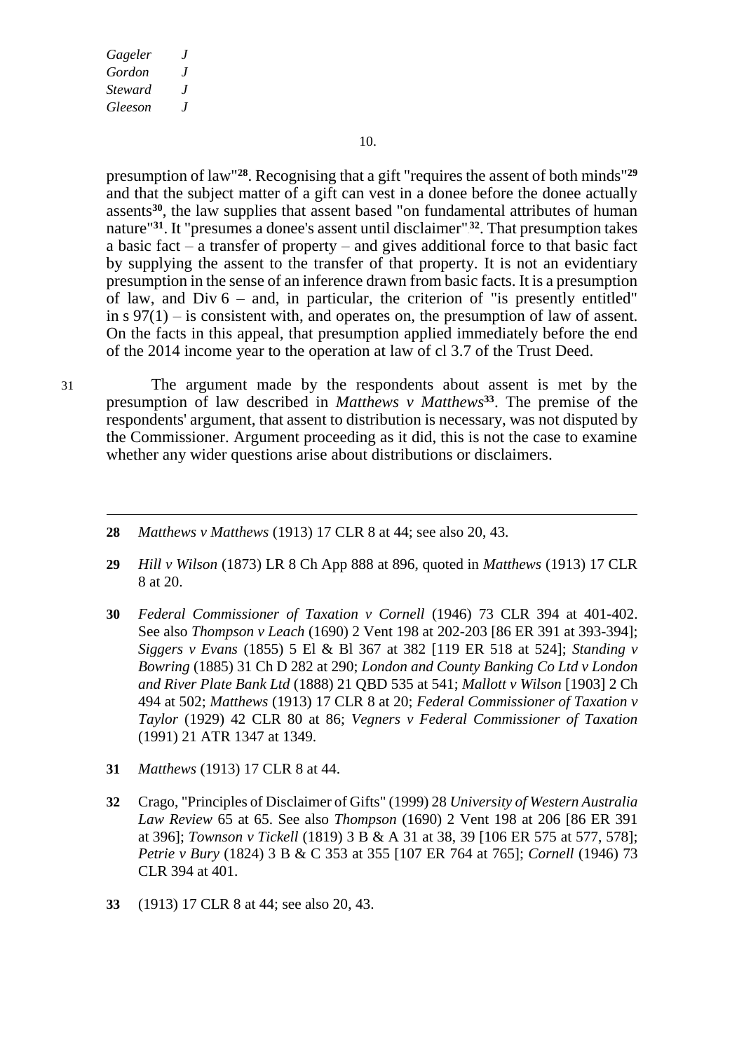presumption of law"[28]. Recognising that a gift "requires the assent of both minds"[29] and that the subject matter of a gift can vest in a donee before the donee actually assents[30], the law supplies that assent based "on fundamental attributes of human nature"[31]. It "presumes a donee's assent until disclaimer"[32]. That presumption takes a basic fact – a transfer of property – and gives additional force to that basic fact by supplying the assent to the transfer of that property. It is not an evidentiary presumption in the sense of an inference drawn from basic facts. It is a presumption of law, and Div 6 – and, in particular, the criterion of "is presently entitled" in s 97(1) – is consistent with, and operates on, the presumption of law of assent. On the facts in this appeal, that presumption applied immediately before the end of the 2014 income year to the operation at law of cl 3.7 of the Trust Deed.

31 The argument made by the respondents about assent is met by the presumption of law described in *Matthews v Matthews*[33]. The premise of the respondents' argument, that assent to distribution is necessary, was not disputed by the Commissioner. Argument proceeding as it did, this is not the case to examine whether any wider questions arise about distributions or disclaimers.

---

**28** *Matthews v Matthews* (1913) 17 CLR 8 at 44; see also 20, 43.

**29** *Hill v Wilson* (1873) LR 8 Ch App 888 at 896, quoted in *Matthews* (1913) 17 CLR 8 at 20.

**30** *Federal Commissioner of Taxation v Cornell* (1946) 73 CLR 394 at 401-402. See also *Thompson v Leach* (1690) 2 Vent 198 at 202-203 [86 ER 391 at 393-394]; *Siggers v Evans* (1855) 5 El & Bl 367 at 382 [119 ER 518 at 524]; *Standing v Bowring* (1885) 31 Ch D 282 at 290; *London and County Banking Co Ltd v London and River Plate Bank Ltd* (1888) 21 QBD 535 at 541; *Mallott v Wilson* [1903] 2 Ch 494 at 502; *Matthews* (1913) 17 CLR 8 at 20; *Federal Commissioner of Taxation v Taylor* (1929) 42 CLR 80 at 86; *Vegners v Federal Commissioner of Taxation* (1991) 21 ATR 1347 at 1349.

**31** *Matthews* (1913) 17 CLR 8 at 44.

**32** Crago, "Principles of Disclaimer of Gifts" (1999) 28 *University of Western Australia Law Review* 65 at 65. See also *Thompson* (1690) 2 Vent 198 at 206 [86 ER 391 at 396]; *Townson v Tickell* (1819) 3 B & A 31 at 38, 39 [106 ER 575 at 577, 578]; *Petrie v Bury* (1824) 3 B & C 353 at 355 [107 ER 764 at 765]; *Cornell* (1946) 73 CLR 394 at 401.

**33** (1913) 17 CLR 8 at 44; see also 20, 43.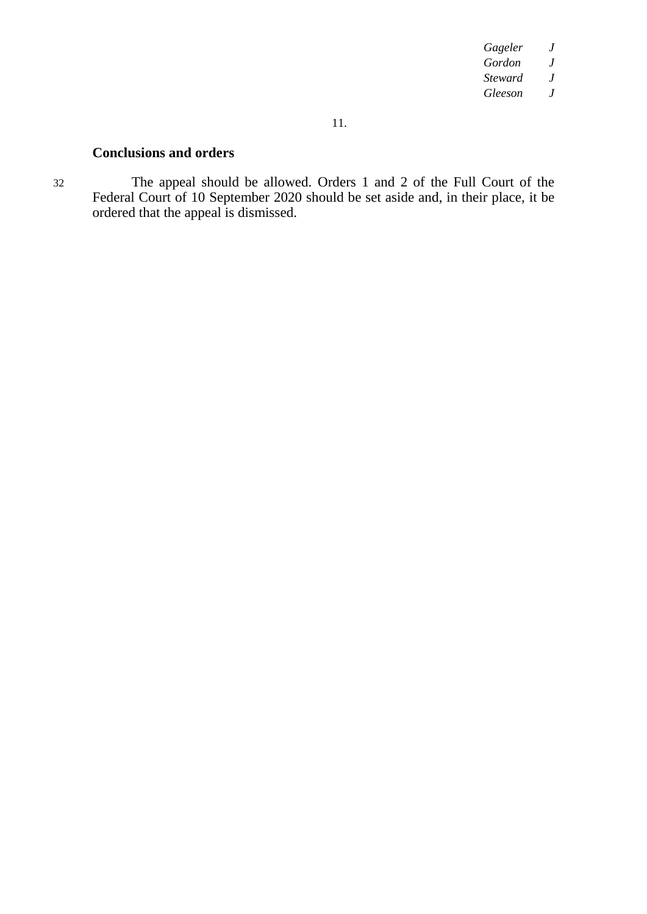**Conclusions and orders**

32 The appeal should be allowed. Orders 1 and 2 of the Full Court of the Federal Court of 10 September 2020 should be set aside and, in their place, it be ordered that the appeal is dismissed.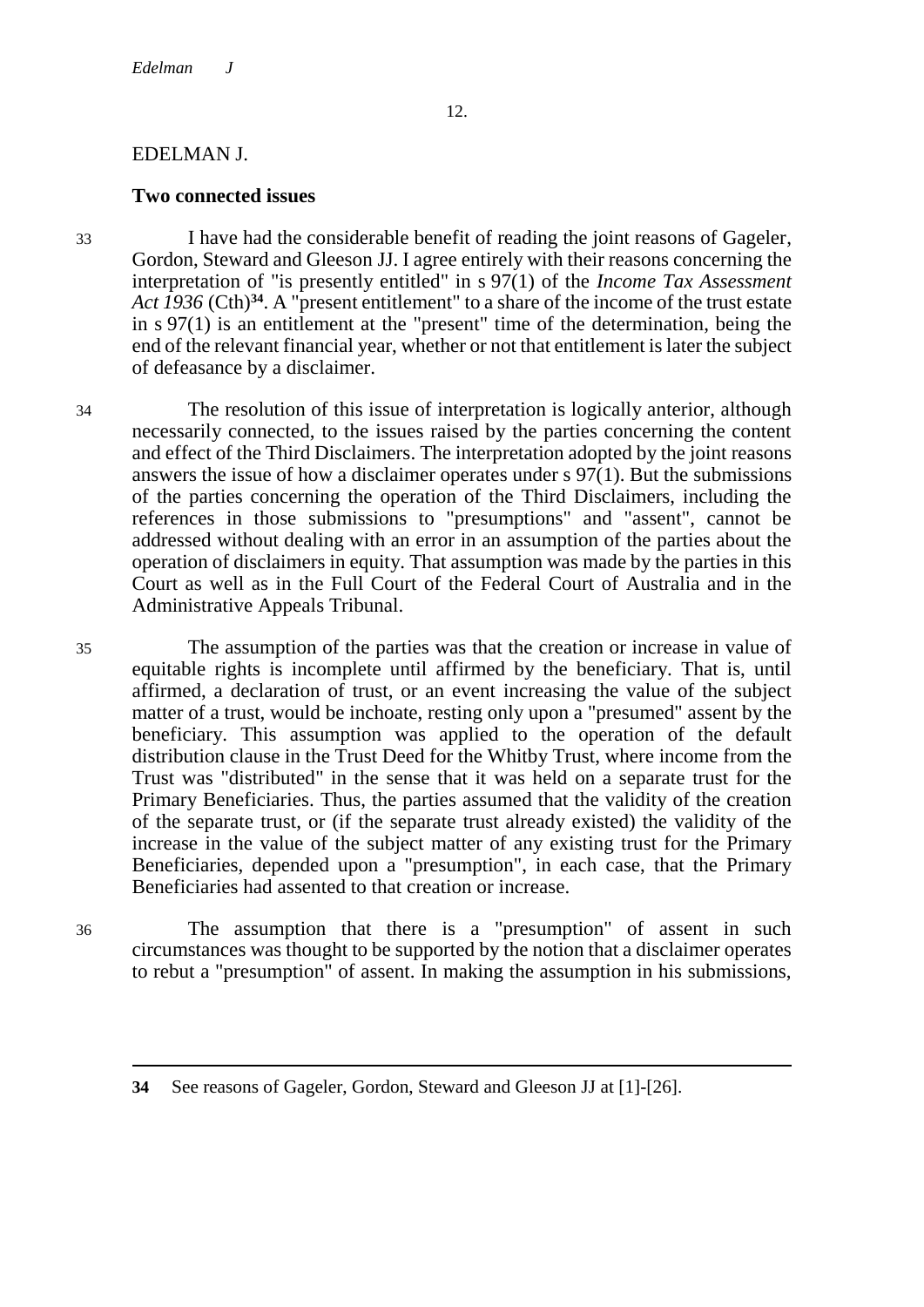EDELMAN J.

## Two connected issues

33 I have had the considerable benefit of reading the joint reasons of Gageler, Gordon, Steward and Gleeson JJ. I agree entirely with their reasons concerning the interpretation of "is presently entitled" in s 97(1) of the *Income Tax Assessment Act 1936* (Cth)[34]. A "present entitlement" to a share of the income of the trust estate in s 97(1) is an entitlement at the "present" time of the determination, being the end of the relevant financial year, whether or not that entitlement is later the subject of defeasance by a disclaimer.

34 The resolution of this issue of interpretation is logically anterior, although necessarily connected, to the issues raised by the parties concerning the content and effect of the Third Disclaimers. The interpretation adopted by the joint reasons answers the issue of how a disclaimer operates under s 97(1). But the submissions of the parties concerning the operation of the Third Disclaimers, including the references in those submissions to "presumptions" and "assent", cannot be addressed without dealing with an error in an assumption of the parties about the operation of disclaimers in equity. That assumption was made by the parties in this Court as well as in the Full Court of the Federal Court of Australia and in the Administrative Appeals Tribunal.

35 The assumption of the parties was that the creation or increase in value of equitable rights is incomplete until affirmed by the beneficiary. That is, until affirmed, a declaration of trust, or an event increasing the value of the subject matter of a trust, would be inchoate, resting only upon a "presumed" assent by the beneficiary. This assumption was applied to the operation of the default distribution clause in the Trust Deed for the Whitby Trust, where income from the Trust was "distributed" in the sense that it was held on a separate trust for the Primary Beneficiaries. Thus, the parties assumed that the validity of the creation of the separate trust, or (if the separate trust already existed) the validity of the increase in the value of the subject matter of any existing trust for the Primary Beneficiaries, depended upon a "presumption", in each case, that the Primary Beneficiaries had assented to that creation or increase.

36 The assumption that there is a "presumption" of assent in such circumstances was thought to be supported by the notion that a disclaimer operates to rebut a "presumption" of assent. In making the assumption in his submissions,

---

**34** See reasons of Gageler, Gordon, Steward and Gleeson JJ at [1]-[26].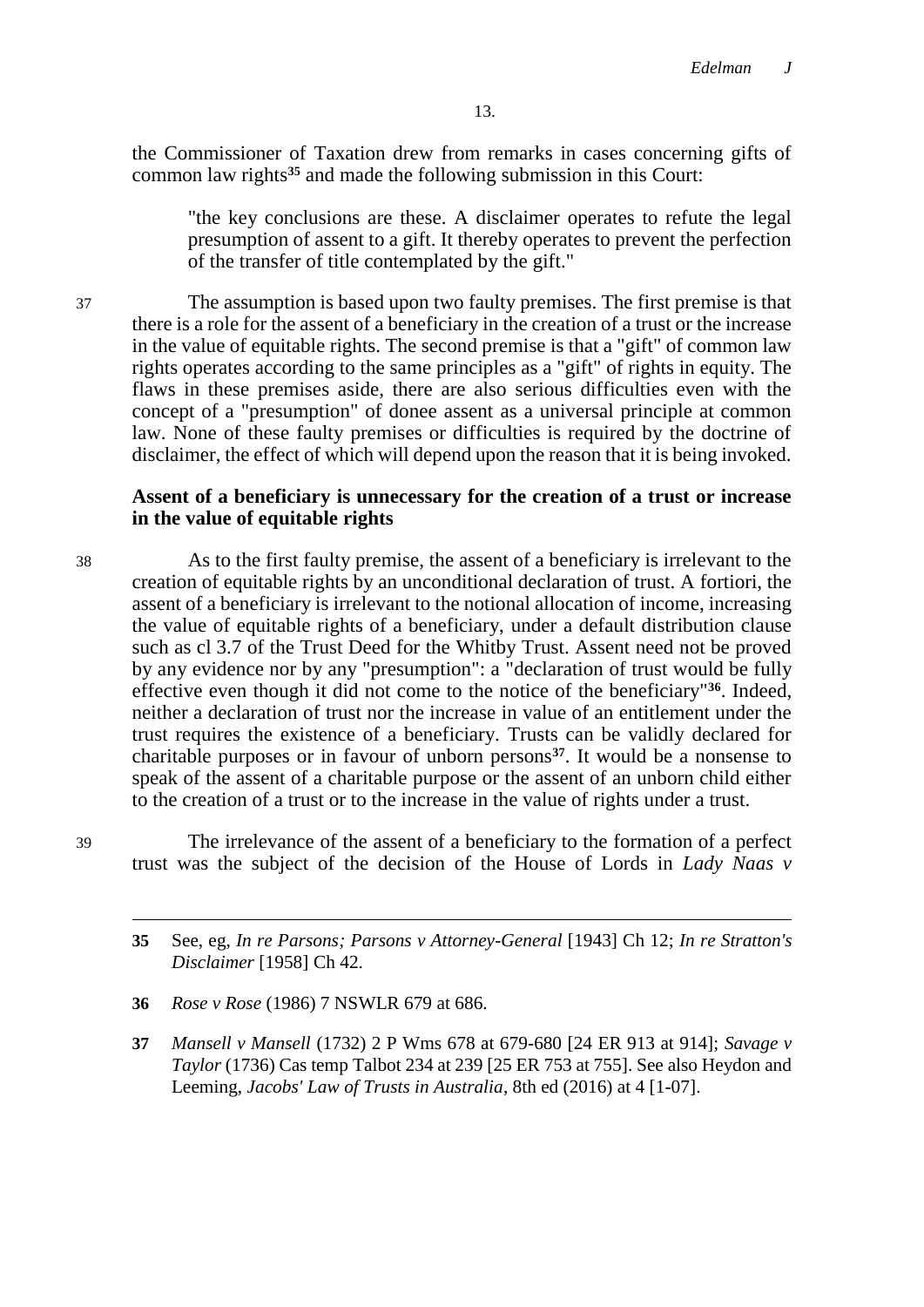the Commissioner of Taxation drew from remarks in cases concerning gifts of common law rights[35] and made the following submission in this Court:

> "the key conclusions are these. A disclaimer operates to refute the legal presumption of assent to a gift. It thereby operates to prevent the perfection of the transfer of title contemplated by the gift."

37 The assumption is based upon two faulty premises. The first premise is that there is a role for the assent of a beneficiary in the creation of a trust or the increase in the value of equitable rights. The second premise is that a "gift" of common law rights operates according to the same principles as a "gift" of rights in equity. The flaws in these premises aside, there are also serious difficulties even with the concept of a "presumption" of donee assent as a universal principle at common law. None of these faulty premises or difficulties is required by the doctrine of disclaimer, the effect of which will depend upon the reason that it is being invoked.

**Assent of a beneficiary is unnecessary for the creation of a trust or increase in the value of equitable rights**

38 As to the first faulty premise, the assent of a beneficiary is irrelevant to the creation of equitable rights by an unconditional declaration of trust. A fortiori, the assent of a beneficiary is irrelevant to the notional allocation of income, increasing the value of equitable rights of a beneficiary, under a default distribution clause such as cl 3.7 of the Trust Deed for the Whitby Trust. Assent need not be proved by any evidence nor by any "presumption": a "declaration of trust would be fully effective even though it did not come to the notice of the beneficiary"[36]. Indeed, neither a declaration of trust nor the increase in value of an entitlement under the trust requires the existence of a beneficiary. Trusts can be validly declared for charitable purposes or in favour of unborn persons[37]. It would be a nonsense to speak of the assent of a charitable purpose or the assent of an unborn child either to the creation of a trust or to the increase in the value of rights under a trust.

39 The irrelevance of the assent of a beneficiary to the formation of a perfect trust was the subject of the decision of the House of Lords in *Lady Naas v*

---

**35** See, eg, *In re Parsons; Parsons v Attorney-General* [1943] Ch 12; *In re Stratton's Disclaimer* [1958] Ch 42.

**36** *Rose v Rose* (1986) 7 NSWLR 679 at 686.

**37** *Mansell v Mansell* (1732) 2 P Wms 678 at 679-680 [24 ER 913 at 914]; *Savage v Taylor* (1736) Cas temp Talbot 234 at 239 [25 ER 753 at 755]. See also Heydon and Leeming, *Jacobs' Law of Trusts in Australia*, 8th ed (2016) at 4 [1-07].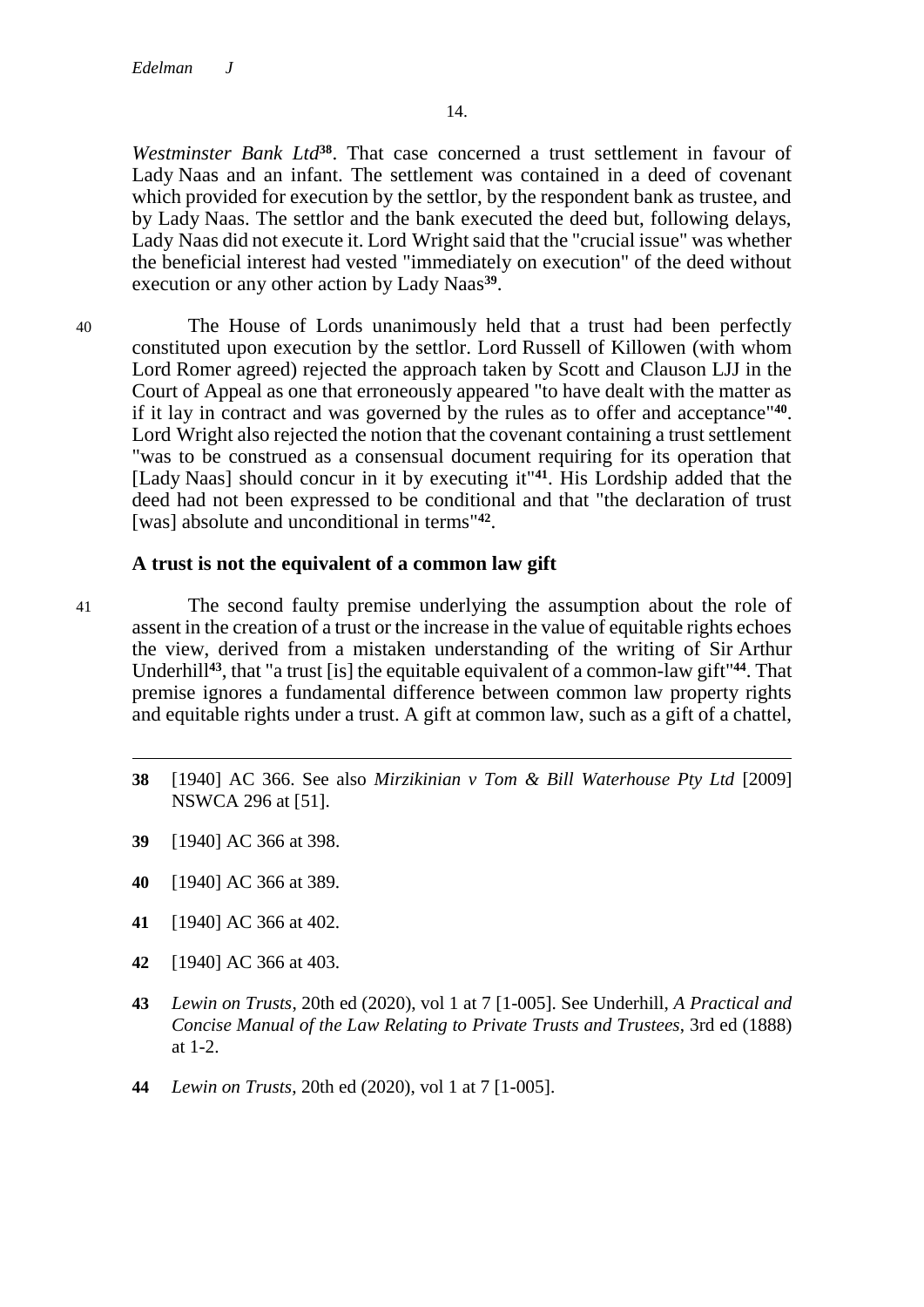*Westminster Bank Ltd*[38]. That case concerned a trust settlement in favour of Lady Naas and an infant. The settlement was contained in a deed of covenant which provided for execution by the settlor, by the respondent bank as trustee, and by Lady Naas. The settlor and the bank executed the deed but, following delays, Lady Naas did not execute it. Lord Wright said that the "crucial issue" was whether the beneficial interest had vested "immediately on execution" of the deed without execution or any other action by Lady Naas[39].

40 The House of Lords unanimously held that a trust had been perfectly constituted upon execution by the settlor. Lord Russell of Killowen (with whom Lord Romer agreed) rejected the approach taken by Scott and Clauson LJJ in the Court of Appeal as one that erroneously appeared "to have dealt with the matter as if it lay in contract and was governed by the rules as to offer and acceptance"[40]. Lord Wright also rejected the notion that the covenant containing a trust settlement "was to be construed as a consensual document requiring for its operation that [Lady Naas] should concur in it by executing it"[41]. His Lordship added that the deed had not been expressed to be conditional and that "the declaration of trust [was] absolute and unconditional in terms"[42].

**A trust is not the equivalent of a common law gift**

41 The second faulty premise underlying the assumption about the role of assent in the creation of a trust or the increase in the value of equitable rights echoes the view, derived from a mistaken understanding of the writing of Sir Arthur Underhill[43], that "a trust [is] the equitable equivalent of a common-law gift"[44]. That premise ignores a fundamental difference between common law property rights and equitable rights under a trust. A gift at common law, such as a gift of a chattel,

---

**38** [1940] AC 366. See also *Mirzikinian v Tom & Bill Waterhouse Pty Ltd* [2009] NSWCA 296 at [51].

**39** [1940] AC 366 at 398.

**40** [1940] AC 366 at 389.

**41** [1940] AC 366 at 402.

**42** [1940] AC 366 at 403.

**43** *Lewin on Trusts*, 20th ed (2020), vol 1 at 7 [1-005]. See Underhill, *A Practical and Concise Manual of the Law Relating to Private Trusts and Trustees*, 3rd ed (1888) at 1-2.

**44** *Lewin on Trusts*, 20th ed (2020), vol 1 at 7 [1-005].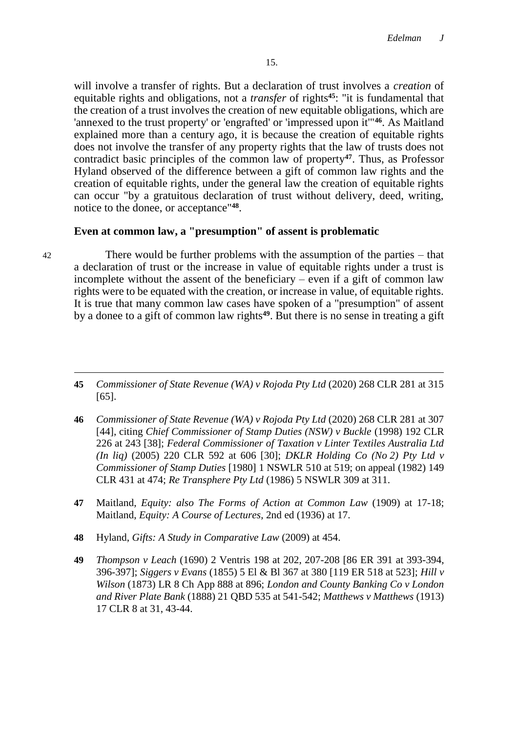will involve a transfer of rights. But a declaration of trust involves a *creation* of equitable rights and obligations, not a *transfer* of rights[45]: "it is fundamental that the creation of a trust involves the creation of new equitable obligations, which are 'annexed to the trust property' or 'engrafted' or 'impressed upon it'"[46]. As Maitland explained more than a century ago, it is because the creation of equitable rights does not involve the transfer of any property rights that the law of trusts does not contradict basic principles of the common law of property[47]. Thus, as Professor Hyland observed of the difference between a gift of common law rights and the creation of equitable rights, under the general law the creation of equitable rights can occur "by a gratuitous declaration of trust without delivery, deed, writing, notice to the donee, or acceptance"[48].

**Even at common law, a "presumption" of assent is problematic**

42 There would be further problems with the assumption of the parties – that a declaration of trust or the increase in value of equitable rights under a trust is incomplete without the assent of the beneficiary – even if a gift of common law rights were to be equated with the creation, or increase in value, of equitable rights. It is true that many common law cases have spoken of a "presumption" of assent by a donee to a gift of common law rights[49]. But there is no sense in treating a gift

---

**45** *Commissioner of State Revenue (WA) v Rojoda Pty Ltd* (2020) 268 CLR 281 at 315 [65].

**46** *Commissioner of State Revenue (WA) v Rojoda Pty Ltd* (2020) 268 CLR 281 at 307 [44], citing *Chief Commissioner of Stamp Duties (NSW) v Buckle* (1998) 192 CLR 226 at 243 [38]; *Federal Commissioner of Taxation v Linter Textiles Australia Ltd (In liq)* (2005) 220 CLR 592 at 606 [30]; *DKLR Holding Co (No 2) Pty Ltd v Commissioner of Stamp Duties* [1980] 1 NSWLR 510 at 519; on appeal (1982) 149 CLR 431 at 474; *Re Transphere Pty Ltd* (1986) 5 NSWLR 309 at 311.

**47** Maitland, *Equity: also The Forms of Action at Common Law* (1909) at 17-18; Maitland, *Equity: A Course of Lectures*, 2nd ed (1936) at 17.

**48** Hyland, *Gifts: A Study in Comparative Law* (2009) at 454.

**49** *Thompson v Leach* (1690) 2 Ventris 198 at 202, 207-208 [86 ER 391 at 393-394, 396-397]; *Siggers v Evans* (1855) 5 El & Bl 367 at 380 [119 ER 518 at 523]; *Hill v Wilson* (1873) LR 8 Ch App 888 at 896; *London and County Banking Co v London and River Plate Bank* (1888) 21 QBD 535 at 541-542; *Matthews v Matthews* (1913) 17 CLR 8 at 31, 43-44.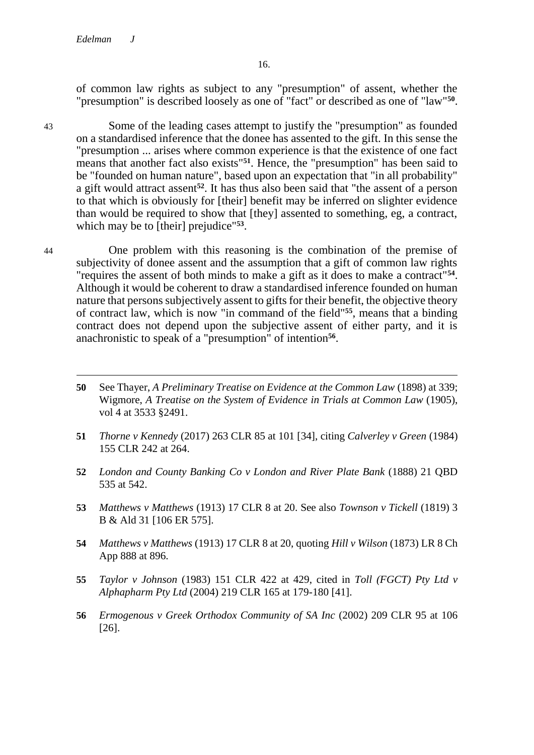of common law rights as subject to any "presumption" of assent, whether the "presumption" is described loosely as one of "fact" or described as one of "law"[50].

43 Some of the leading cases attempt to justify the "presumption" as founded on a standardised inference that the donee has assented to the gift. In this sense the "presumption ... arises where common experience is that the existence of one fact means that another fact also exists"[51]. Hence, the "presumption" has been said to be "founded on human nature", based upon an expectation that "in all probability" a gift would attract assent[52]. It has thus also been said that "the assent of a person to that which is obviously for [their] benefit may be inferred on slighter evidence than would be required to show that [they] assented to something, eg, a contract, which may be to [their] prejudice"[53].

44 One problem with this reasoning is the combination of the premise of subjectivity of donee assent and the assumption that a gift of common law rights "requires the assent of both minds to make a gift as it does to make a contract"[54]. Although it would be coherent to draw a standardised inference founded on human nature that persons subjectively assent to gifts for their benefit, the objective theory of contract law, which is now "in command of the field"[55], means that a binding contract does not depend upon the subjective assent of either party, and it is anachronistic to speak of a "presumption" of intention[56].

---

**50** See Thayer, *A Preliminary Treatise on Evidence at the Common Law* (1898) at 339; Wigmore, *A Treatise on the System of Evidence in Trials at Common Law* (1905), vol 4 at 3533 §2491.

**51** *Thorne v Kennedy* (2017) 263 CLR 85 at 101 [34], citing *Calverley v Green* (1984) 155 CLR 242 at 264.

**52** *London and County Banking Co v London and River Plate Bank* (1888) 21 QBD 535 at 542.

**53** *Matthews v Matthews* (1913) 17 CLR 8 at 20. See also *Townson v Tickell* (1819) 3 B & Ald 31 [106 ER 575].

**54** *Matthews v Matthews* (1913) 17 CLR 8 at 20, quoting *Hill v Wilson* (1873) LR 8 Ch App 888 at 896.

**55** *Taylor v Johnson* (1983) 151 CLR 422 at 429, cited in *Toll (FGCT) Pty Ltd v Alphapharm Pty Ltd* (2004) 219 CLR 165 at 179-180 [41].

**56** *Ermogenous v Greek Orthodox Community of SA Inc* (2002) 209 CLR 95 at 106 [26].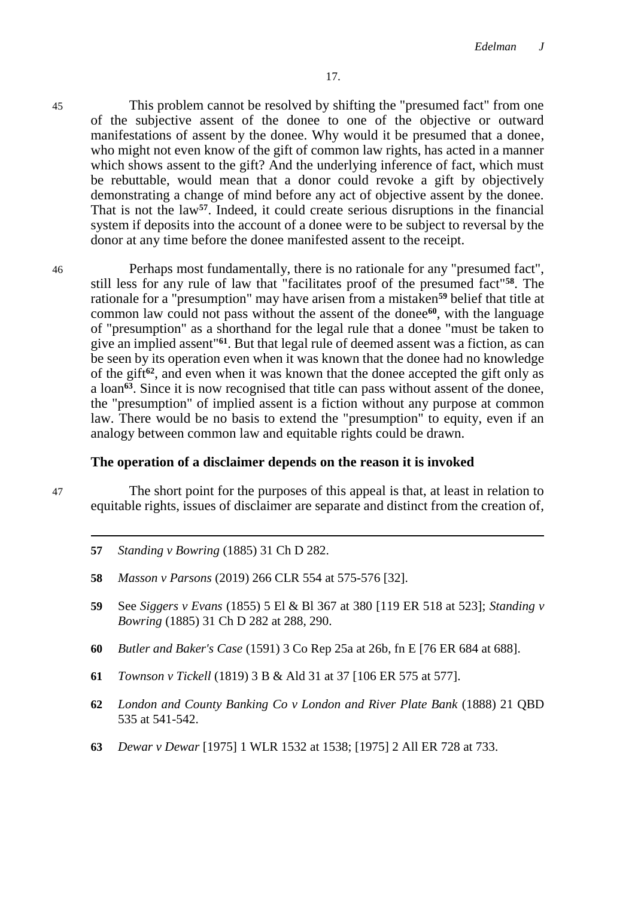45 This problem cannot be resolved by shifting the "presumed fact" from one of the subjective assent of the donee to one of the objective or outward manifestations of assent by the donee. Why would it be presumed that a donee, who might not even know of the gift of common law rights, has acted in a manner which shows assent to the gift? And the underlying inference of fact, which must be rebuttable, would mean that a donor could revoke a gift by objectively demonstrating a change of mind before any act of objective assent by the donee. That is not the law[57]. Indeed, it could create serious disruptions in the financial system if deposits into the account of a donee were to be subject to reversal by the donor at any time before the donee manifested assent to the receipt.

46 Perhaps most fundamentally, there is no rationale for any "presumed fact", still less for any rule of law that "facilitates proof of the presumed fact"[58]. The rationale for a "presumption" may have arisen from a mistaken[59] belief that title at common law could not pass without the assent of the donee[60], with the language of "presumption" as a shorthand for the legal rule that a donee "must be taken to give an implied assent"[61]. But that legal rule of deemed assent was a fiction, as can be seen by its operation even when it was known that the donee had no knowledge of the gift[62], and even when it was known that the donee accepted the gift only as a loan[63]. Since it is now recognised that title can pass without assent of the donee, the "presumption" of implied assent is a fiction without any purpose at common law. There would be no basis to extend the "presumption" to equity, even if an analogy between common law and equitable rights could be drawn.

**The operation of a disclaimer depends on the reason it is invoked**

47 The short point for the purposes of this appeal is that, at least in relation to equitable rights, issues of disclaimer are separate and distinct from the creation of,

---

57 *Standing v Bowring* (1885) 31 Ch D 282.

58 *Masson v Parsons* (2019) 266 CLR 554 at 575-576 [32].

59 See *Siggers v Evans* (1855) 5 El & Bl 367 at 380 [119 ER 518 at 523]; *Standing v Bowring* (1885) 31 Ch D 282 at 288, 290.

60 *Butler and Baker's Case* (1591) 3 Co Rep 25a at 26b, fn E [76 ER 684 at 688].

61 *Townson v Tickell* (1819) 3 B & Ald 31 at 37 [106 ER 575 at 577].

62 *London and County Banking Co v London and River Plate Bank* (1888) 21 QBD 535 at 541-542.

63 *Dewar v Dewar* [1975] 1 WLR 1532 at 1538; [1975] 2 All ER 728 at 733.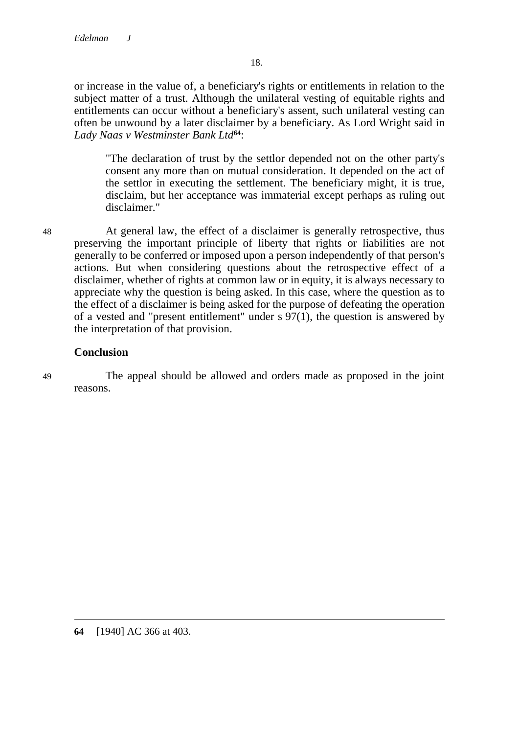or increase in the value of, a beneficiary's rights or entitlements in relation to the subject matter of a trust. Although the unilateral vesting of equitable rights and entitlements can occur without a beneficiary's assent, such unilateral vesting can often be unwound by a later disclaimer by a beneficiary. As Lord Wright said in *Lady Naas v Westminster Bank Ltd*[64]:

> "The declaration of trust by the settlor depended not on the other party's consent any more than on mutual consideration. It depended on the act of the settlor in executing the settlement. The beneficiary might, it is true, disclaim, but her acceptance was immaterial except perhaps as ruling out disclaimer."

48 At general law, the effect of a disclaimer is generally retrospective, thus preserving the important principle of liberty that rights or liabilities are not generally to be conferred or imposed upon a person independently of that person's actions. But when considering questions about the retrospective effect of a disclaimer, whether of rights at common law or in equity, it is always necessary to appreciate why the question is being asked. In this case, where the question as to the effect of a disclaimer is being asked for the purpose of defeating the operation of a vested and "present entitlement" under s 97(1), the question is answered by the interpretation of that provision.

## Conclusion

49 The appeal should be allowed and orders made as proposed in the joint reasons.

---

**64** [1940] AC 366 at 403.